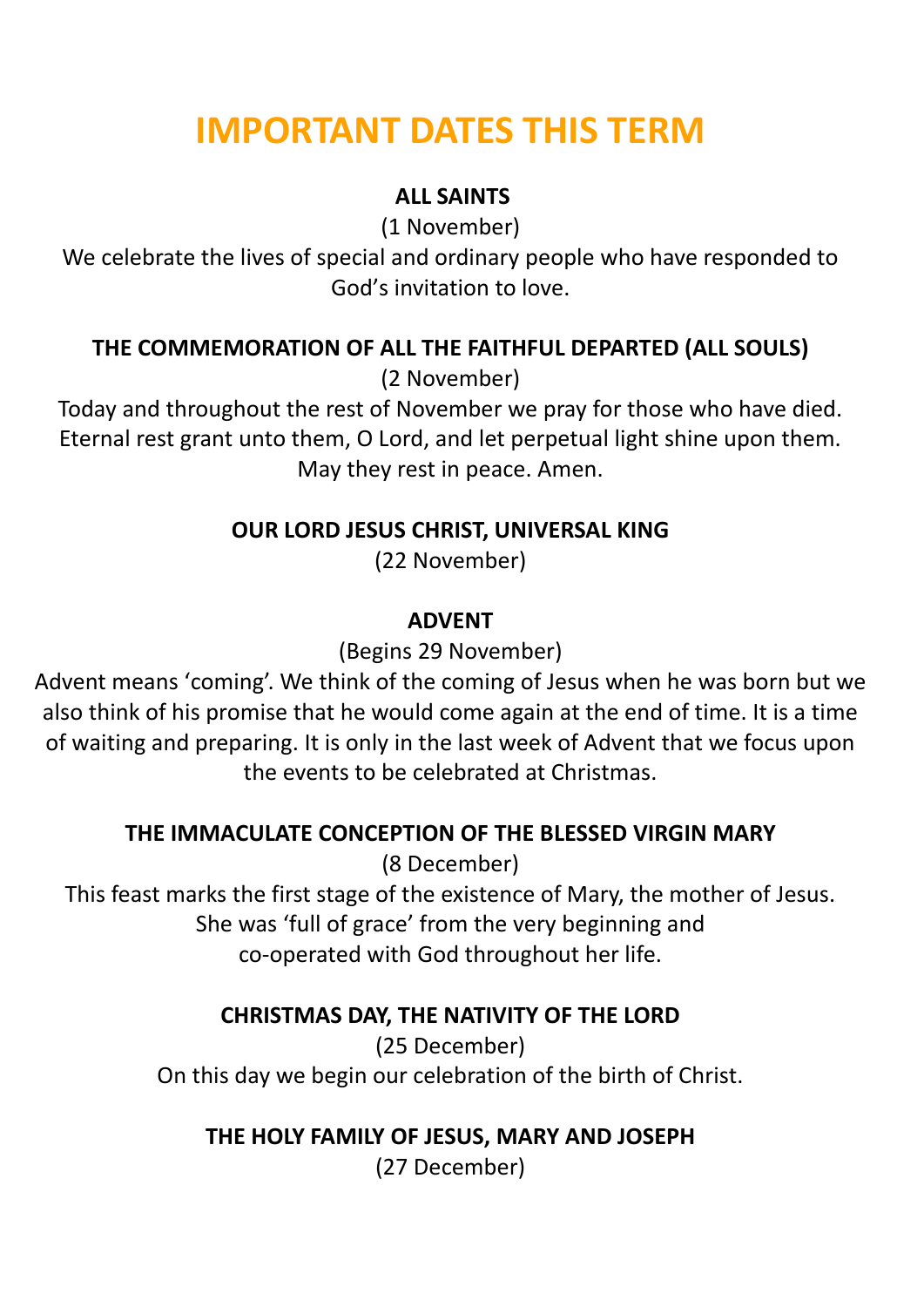# IMPORTANT DATES THIS TERM

**ALL SAINTS**

(1 November)

We celebrate the lives of special and ordinary people who have responded to God's invitation to love.

**THE COMMEMORATION OF ALL THE FAITHFUL DEPARTED (ALL SOULS)**

(2 November)

Today and throughout the rest of November we pray for those who have died. Eternal rest grant unto them, O Lord, and let perpetual light shine upon them. May they rest in peace. Amen.

**OUR LORD JESUS CHRIST, UNIVERSAL KING**

(22 November)

**ADVENT**

(Begins 29 November)

Advent means 'coming'. We think of the coming of Jesus when he was born but we also think of his promise that he would come again at the end of time. It is a time of waiting and preparing. It is only in the last week of Advent that we focus upon the events to be celebrated at Christmas.

**THE IMMACULATE CONCEPTION OF THE BLESSED VIRGIN MARY**

(8 December)

This feast marks the first stage of the existence of Mary, the mother of Jesus. She was 'full of grace' from the very beginning and co-operated with God throughout her life.

**CHRISTMAS DAY, THE NATIVITY OF THE LORD**

(25 December)

On this day we begin our celebration of the birth of Christ.

**THE HOLY FAMILY OF JESUS, MARY AND JOSEPH**

(27 December)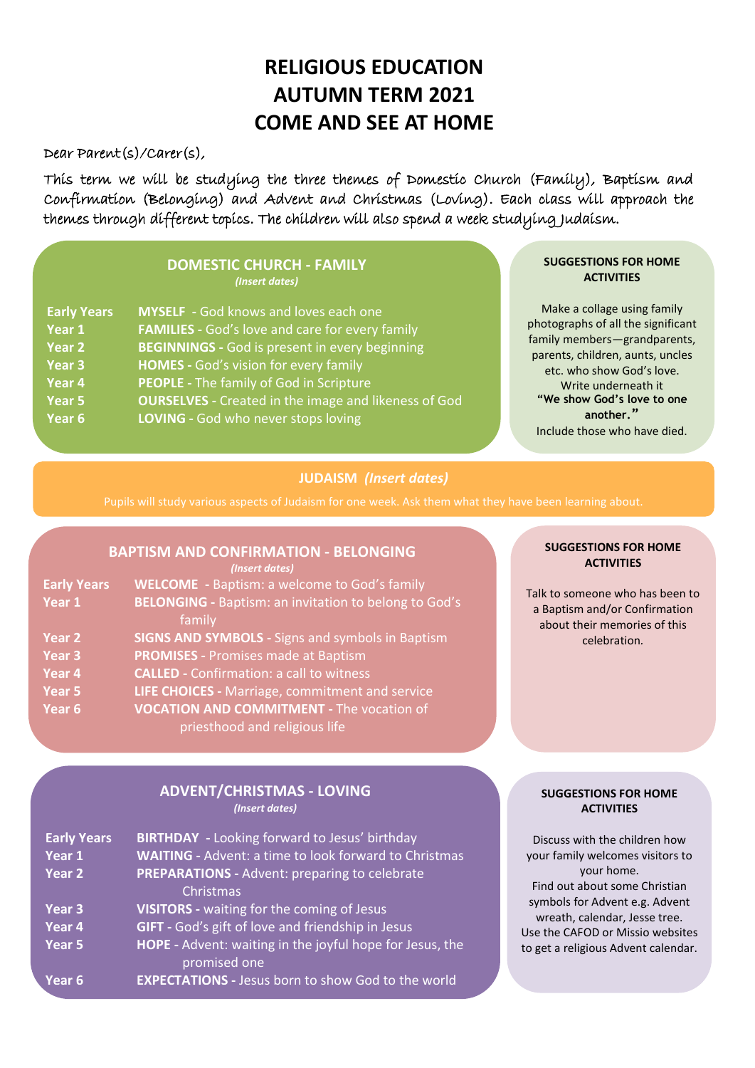# RELIGIOUS EDUCATION
# AUTUMN TERM 2021
# COME AND SEE AT HOME

Dear Parent(s)/Carer(s),

This term we will be studying the three themes of Domestic Church (Family), Baptism and Confirmation (Belonging) and Advent and Christmas (Loving). Each class will approach the themes through different topics. The children will also spend a week studying Judaism.

## DOMESTIC CHURCH - FAMILY

*(Insert dates)*

| | |
|---|---|
| **Early Years** | **MYSELF** - God knows and loves each one |
| **Year 1** | **FAMILIES** - God's love and care for every family |
| **Year 2** | **BEGINNINGS** - God is present in every beginning |
| **Year 3** | **HOMES** - God's vision for every family |
| **Year 4** | **PEOPLE** - The family of God in Scripture |
| **Year 5** | **OURSELVES** - Created in the image and likeness of God |
| **Year 6** | **LOVING** - God who never stops loving |

### SUGGESTIONS FOR HOME ACTIVITIES

Make a collage using family photographs of all the significant family members—grandparents, parents, children, aunts, uncles etc. who show God's love. Write underneath it **"We show God's love to one another."** Include those who have died.

## JUDAISM *(Insert dates)*

Pupils will study various aspects of Judaism for one week. Ask them what they have been learning about.

## BAPTISM AND CONFIRMATION - BELONGING

*(Insert dates)*

| | |
|---|---|
| **Early Years** | **WELCOME** - Baptism: a welcome to God's family |
| **Year 1** | **BELONGING** - Baptism: an invitation to belong to God's family |
| **Year 2** | **SIGNS AND SYMBOLS** - Signs and symbols in Baptism |
| **Year 3** | **PROMISES** - Promises made at Baptism |
| **Year 4** | **CALLED** - Confirmation: a call to witness |
| **Year 5** | **LIFE CHOICES** - Marriage, commitment and service |
| **Year 6** | **VOCATION AND COMMITMENT** - The vocation of priesthood and religious life |

### SUGGESTIONS FOR HOME ACTIVITIES

Talk to someone who has been to a Baptism and/or Confirmation about their memories of this celebration.

## ADVENT/CHRISTMAS - LOVING

*(Insert dates)*

| | |
|---|---|
| **Early Years** | **BIRTHDAY** - Looking forward to Jesus' birthday |
| **Year 1** | **WAITING** - Advent: a time to look forward to Christmas |
| **Year 2** | **PREPARATIONS** - Advent: preparing to celebrate Christmas |
| **Year 3** | **VISITORS** - waiting for the coming of Jesus |
| **Year 4** | **GIFT** - God's gift of love and friendship in Jesus |
| **Year 5** | **HOPE** - Advent: waiting in the joyful hope for Jesus, the promised one |
| **Year 6** | **EXPECTATIONS** - Jesus born to show God to the world |

### SUGGESTIONS FOR HOME ACTIVITIES

Discuss with the children how your family welcomes visitors to your home.
Find out about some Christian symbols for Advent e.g. Advent wreath, calendar, Jesse tree.
Use the CAFOD or Missio websites to get a religious Advent calendar.